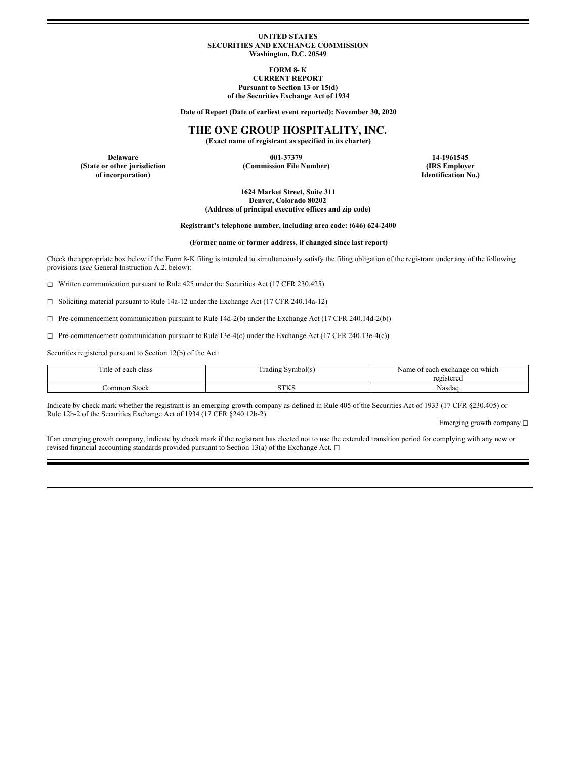**UNITED STATES**
**SECURITIES AND EXCHANGE COMMISSION**
**Washington, D.C. 20549**

**FORM 8- K**
**CURRENT REPORT**
**Pursuant to Section 13 or 15(d)**
**of the Securities Exchange Act of 1934**

**Date of Report (Date of earliest event reported): November 30, 2020**

# THE ONE GROUP HOSPITALITY, INC.

**(Exact name of registrant as specified in its charter)**

| **Delaware** | **001-37379** | **14-1961545** |
|---|---|---|
| **(State or other jurisdiction of incorporation)** | **(Commission File Number)** | **(IRS Employer Identification No.)** |

**1624 Market Street, Suite 311**
**Denver, Colorado 80202**
**(Address of principal executive offices and zip code)**

**Registrant's telephone number, including area code: (646) 624-2400**

**(Former name or former address, if changed since last report)**

Check the appropriate box below if the Form 8-K filing is intended to simultaneously satisfy the filing obligation of the registrant under any of the following provisions (*see* General Instruction A.2. below):

☐ Written communication pursuant to Rule 425 under the Securities Act (17 CFR 230.425)

☐ Soliciting material pursuant to Rule 14a-12 under the Exchange Act (17 CFR 240.14a-12)

☐ Pre-commencement communication pursuant to Rule 14d-2(b) under the Exchange Act (17 CFR 240.14d-2(b))

☐ Pre-commencement communication pursuant to Rule 13e-4(c) under the Exchange Act (17 CFR 240.13e-4(c))

Securities registered pursuant to Section 12(b) of the Act:

| Title of each class | Trading Symbol(s) | Name of each exchange on which registered |
|---|---|---|
| Common Stock | STKS | Nasdaq |

Indicate by check mark whether the registrant is an emerging growth company as defined in Rule 405 of the Securities Act of 1933 (17 CFR §230.405) or Rule 12b-2 of the Securities Exchange Act of 1934 (17 CFR §240.12b-2).

Emerging growth company ☐

If an emerging growth company, indicate by check mark if the registrant has elected not to use the extended transition period for complying with any new or revised financial accounting standards provided pursuant to Section 13(a) of the Exchange Act. ☐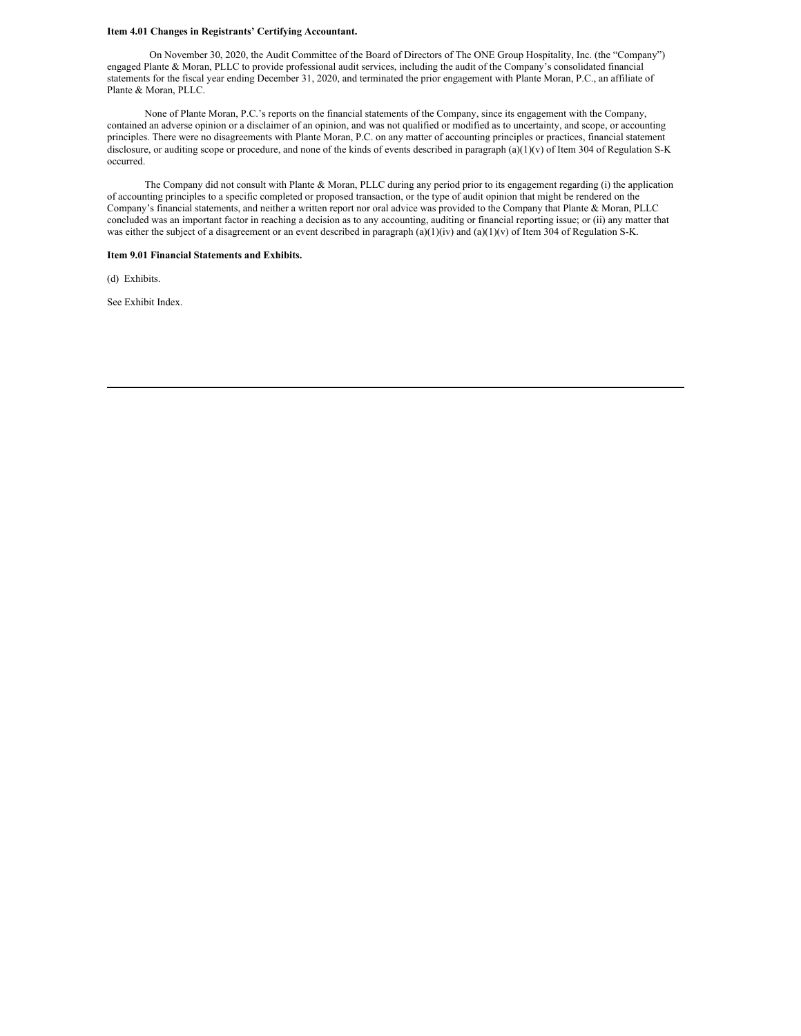**Item 4.01 Changes in Registrants' Certifying Accountant.**

On November 30, 2020, the Audit Committee of the Board of Directors of The ONE Group Hospitality, Inc. (the "Company") engaged Plante & Moran, PLLC to provide professional audit services, including the audit of the Company's consolidated financial statements for the fiscal year ending December 31, 2020, and terminated the prior engagement with Plante Moran, P.C., an affiliate of Plante & Moran, PLLC.

None of Plante Moran, P.C.'s reports on the financial statements of the Company, since its engagement with the Company, contained an adverse opinion or a disclaimer of an opinion, and was not qualified or modified as to uncertainty, and scope, or accounting principles. There were no disagreements with Plante Moran, P.C. on any matter of accounting principles or practices, financial statement disclosure, or auditing scope or procedure, and none of the kinds of events described in paragraph (a)(1)(v) of Item 304 of Regulation S-K occurred.

The Company did not consult with Plante & Moran, PLLC during any period prior to its engagement regarding (i) the application of accounting principles to a specific completed or proposed transaction, or the type of audit opinion that might be rendered on the Company's financial statements, and neither a written report nor oral advice was provided to the Company that Plante & Moran, PLLC concluded was an important factor in reaching a decision as to any accounting, auditing or financial reporting issue; or (ii) any matter that was either the subject of a disagreement or an event described in paragraph (a)(1)(iv) and (a)(1)(v) of Item 304 of Regulation S-K.

**Item 9.01 Financial Statements and Exhibits.**

(d) Exhibits.

See Exhibit Index.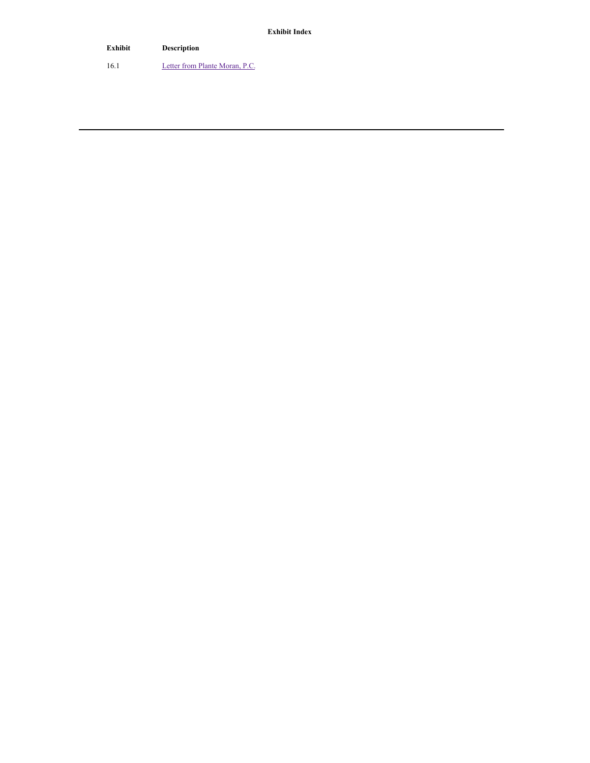**Exhibit Index**

| Exhibit | Description |
| --- | --- |
| 16.1 | Letter from Plante Moran, P.C. |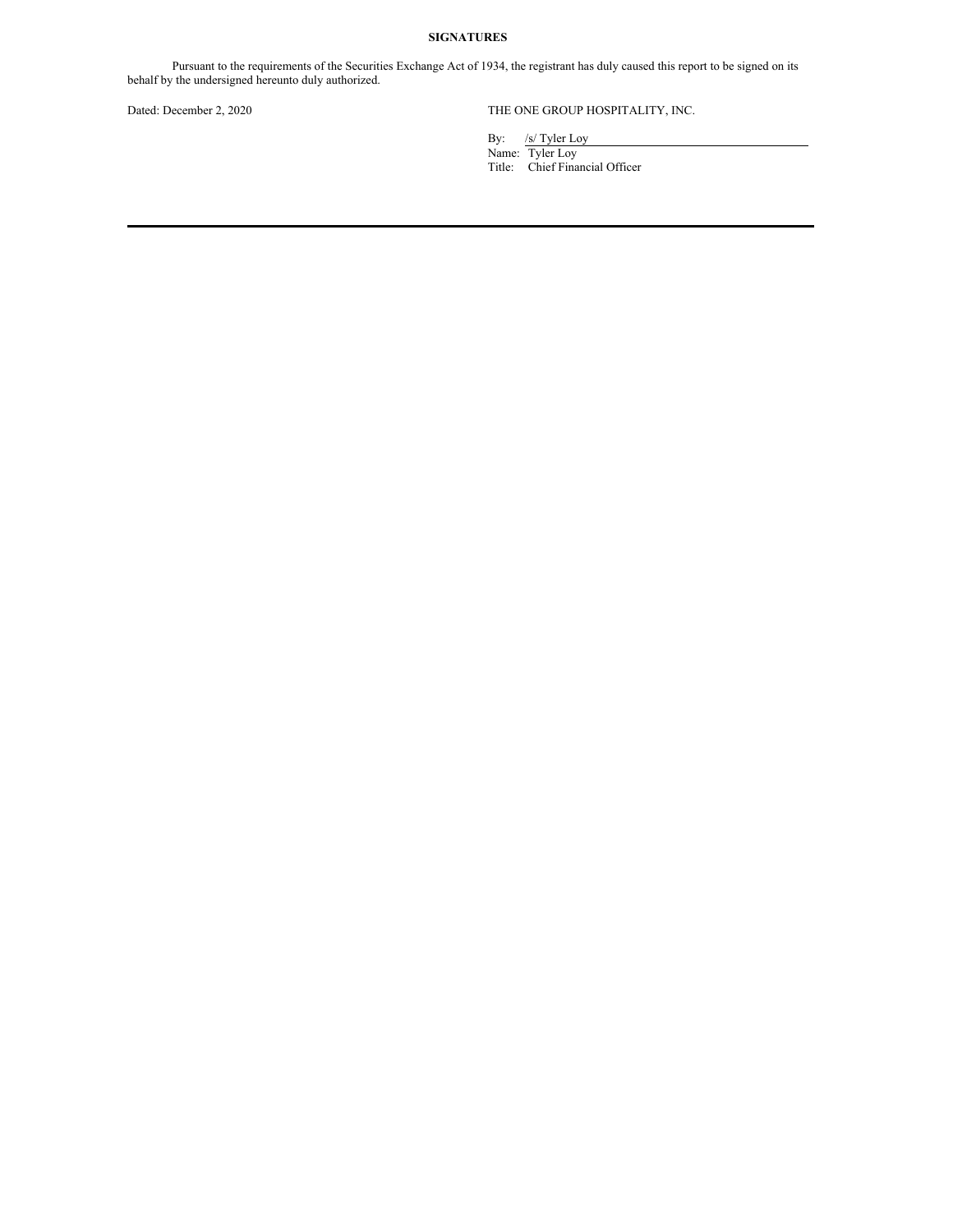**SIGNATURES**

Pursuant to the requirements of the Securities Exchange Act of 1934, the registrant has duly caused this report to be signed on its behalf by the undersigned hereunto duly authorized.

Dated: December 2, 2020

THE ONE GROUP HOSPITALITY, INC.

By: /s/ Tyler Loy  
Name: Tyler Loy  
Title: Chief Financial Officer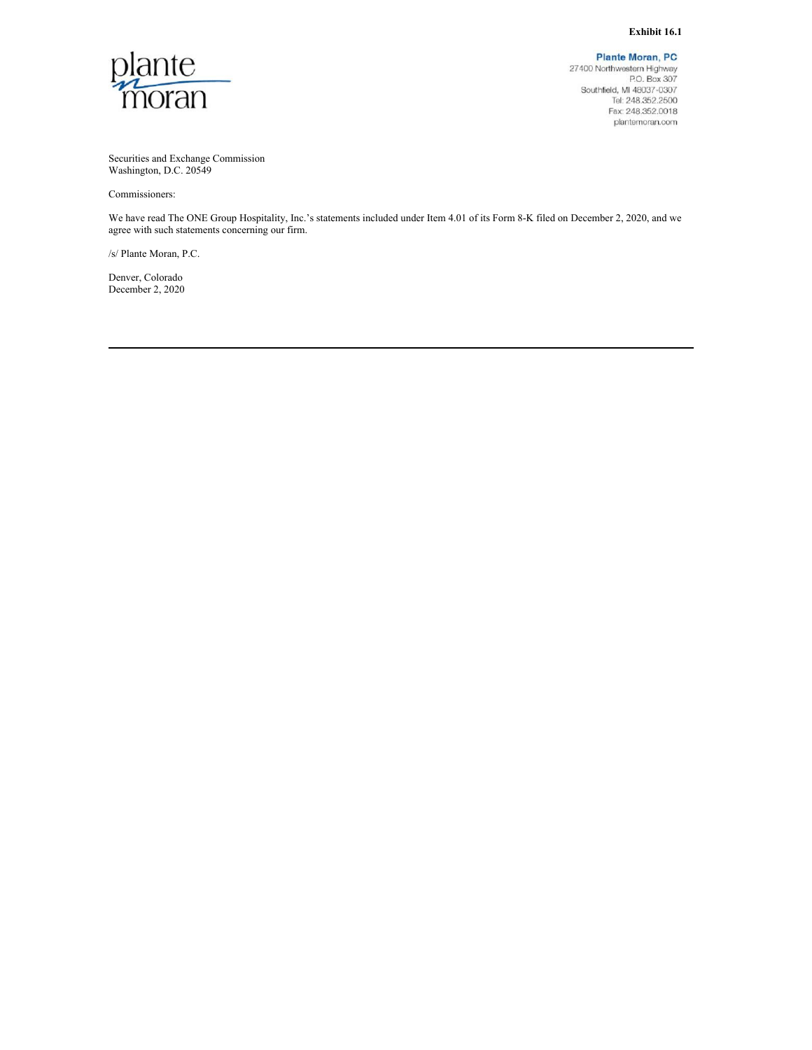**Exhibit 16.1**

plante moran

**Plante Moran, PC**
27400 Northwestern Highway
P.O. Box 307
Southfield, MI 48037-0307
Tel: 248.352.2500
Fax: 248.352.0018
plantemoran.com

Securities and Exchange Commission
Washington, D.C. 20549

Commissioners:

We have read The ONE Group Hospitality, Inc.'s statements included under Item 4.01 of its Form 8-K filed on December 2, 2020, and we agree with such statements concerning our firm.

/s/ Plante Moran, P.C.

Denver, Colorado
December 2, 2020